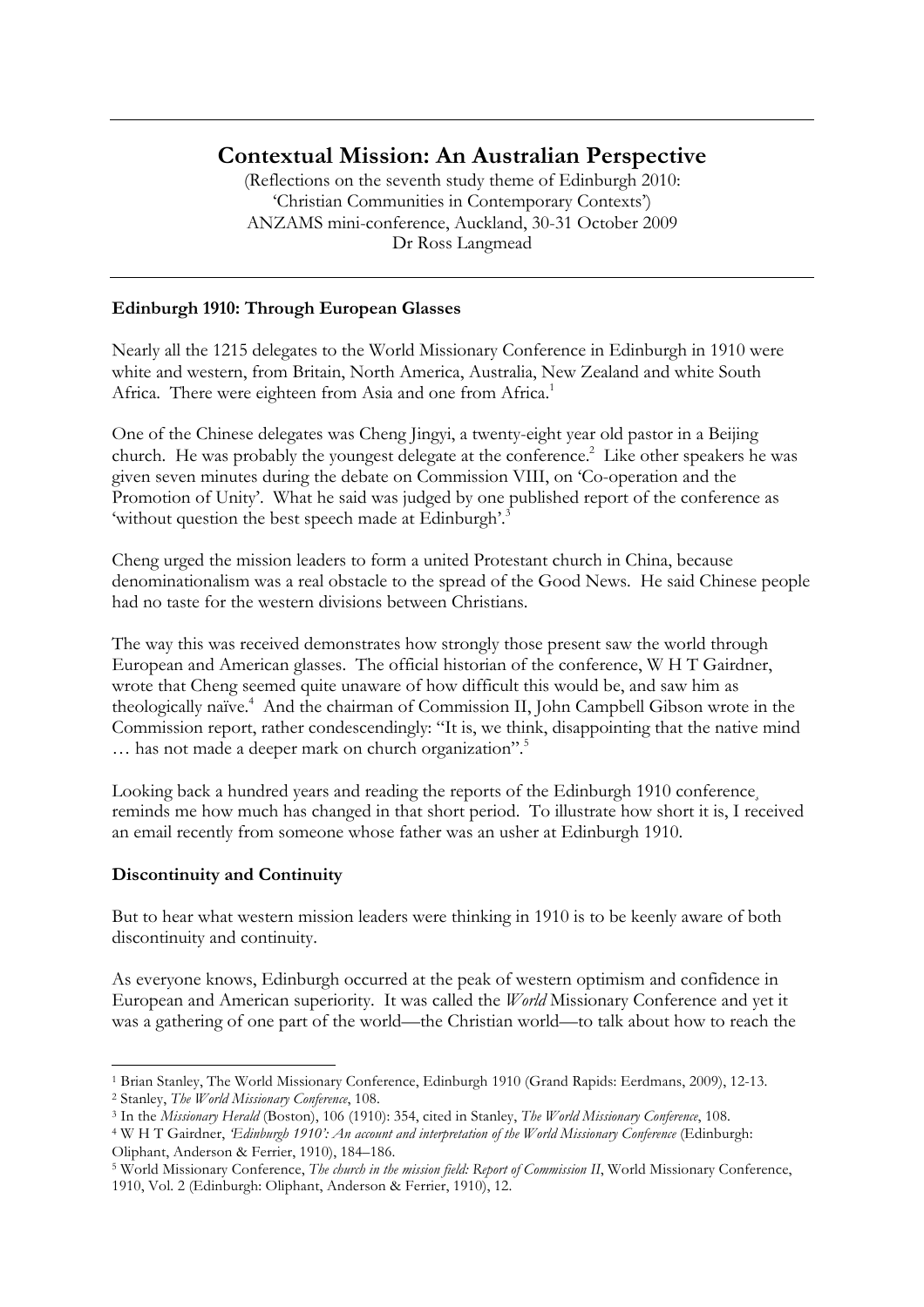# Contextual Mission: An Australian Perspective

(Reflections on the seventh study theme of Edinburgh 2010:
'Christian Communities in Contemporary Contexts')
ANZAMS mini-conference, Auckland, 30-31 October 2009
Dr Ross Langmead

---

**Edinburgh 1910: Through European Glasses**

Nearly all the 1215 delegates to the World Missionary Conference in Edinburgh in 1910 were white and western, from Britain, North America, Australia, New Zealand and white South Africa. There were eighteen from Asia and one from Africa.[1]

One of the Chinese delegates was Cheng Jingyi, a twenty-eight year old pastor in a Beijing church. He was probably the youngest delegate at the conference.[2] Like other speakers he was given seven minutes during the debate on Commission VIII, on 'Co-operation and the Promotion of Unity'. What he said was judged by one published report of the conference as 'without question the best speech made at Edinburgh'.[3]

Cheng urged the mission leaders to form a united Protestant church in China, because denominationalism was a real obstacle to the spread of the Good News. He said Chinese people had no taste for the western divisions between Christians.

The way this was received demonstrates how strongly those present saw the world through European and American glasses. The official historian of the conference, W H T Gairdner, wrote that Cheng seemed quite unaware of how difficult this would be, and saw him as theologically naïve.[4] And the chairman of Commission II, John Campbell Gibson wrote in the Commission report, rather condescendingly: "It is, we think, disappointing that the native mind … has not made a deeper mark on church organization".[5]

Looking back a hundred years and reading the reports of the Edinburgh 1910 conference¸ reminds me how much has changed in that short period. To illustrate how short it is, I received an email recently from someone whose father was an usher at Edinburgh 1910.

**Discontinuity and Continuity**

But to hear what western mission leaders were thinking in 1910 is to be keenly aware of both discontinuity and continuity.

As everyone knows, Edinburgh occurred at the peak of western optimism and confidence in European and American superiority. It was called the *World* Missionary Conference and yet it was a gathering of one part of the world—the Christian world—to talk about how to reach the

---

[1] Brian Stanley, The World Missionary Conference, Edinburgh 1910 (Grand Rapids: Eerdmans, 2009), 12-13.

[2] Stanley, *The World Missionary Conference*, 108.

[3] In the *Missionary Herald* (Boston), 106 (1910): 354, cited in Stanley, *The World Missionary Conference*, 108.

[4] W H T Gairdner, *'Edinburgh 1910': An account and interpretation of the World Missionary Conference* (Edinburgh: Oliphant, Anderson & Ferrier, 1910), 184–186.

[5] World Missionary Conference, *The church in the mission field: Report of Commission II*, World Missionary Conference, 1910, Vol. 2 (Edinburgh: Oliphant, Anderson & Ferrier, 1910), 12.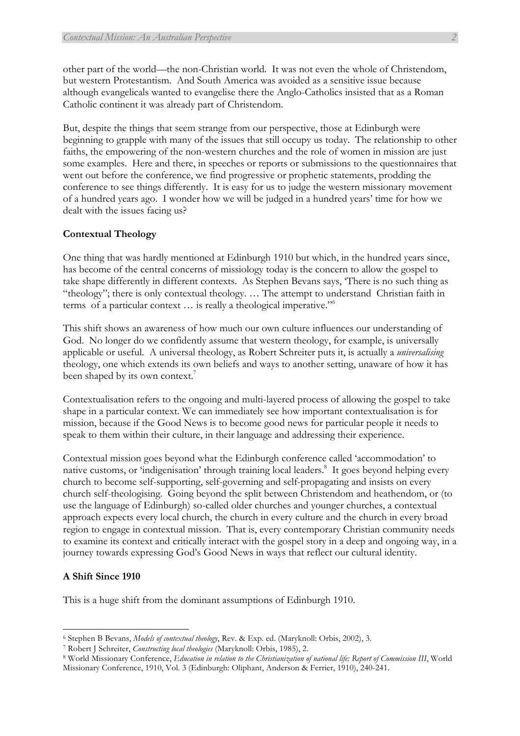other part of the world—the non-Christian world. It was not even the whole of Christendom, but western Protestantism. And South America was avoided as a sensitive issue because although evangelicals wanted to evangelise there the Anglo-Catholics insisted that as a Roman Catholic continent it was already part of Christendom.

But, despite the things that seem strange from our perspective, those at Edinburgh were beginning to grapple with many of the issues that still occupy us today. The relationship to other faiths, the empowering of the non-western churches and the role of women in mission are just some examples. Here and there, in speeches or reports or submissions to the questionnaires that went out before the conference, we find progressive or prophetic statements, prodding the conference to see things differently. It is easy for us to judge the western missionary movement of a hundred years ago. I wonder how we will be judged in a hundred years' time for how we dealt with the issues facing us?

**Contextual Theology**

One thing that was hardly mentioned at Edinburgh 1910 but which, in the hundred years since, has become of the central concerns of missiology today is the concern to allow the gospel to take shape differently in different contexts. As Stephen Bevans says, 'There is no such thing as "theology"; there is only contextual theology. … The attempt to understand Christian faith in terms of a particular context … is really a theological imperative."[6]

This shift shows an awareness of how much our own culture influences our understanding of God. No longer do we confidently assume that western theology, for example, is universally applicable or useful. A universal theology, as Robert Schreiter puts it, is actually a *universalising* theology, one which extends its own beliefs and ways to another setting, unaware of how it has been shaped by its own context.[7]

Contextualisation refers to the ongoing and multi-layered process of allowing the gospel to take shape in a particular context. We can immediately see how important contextualisation is for mission, because if the Good News is to become good news for particular people it needs to speak to them within their culture, in their language and addressing their experience.

Contextual mission goes beyond what the Edinburgh conference called 'accommodation' to native customs, or 'indigenisation' through training local leaders.[8] It goes beyond helping every church to become self-supporting, self-governing and self-propagating and insists on every church self-theologising. Going beyond the split between Christendom and heathendom, or (to use the language of Edinburgh) so-called older churches and younger churches, a contextual approach expects every local church, the church in every culture and the church in every broad region to engage in contextual mission. That is, every contemporary Christian community needs to examine its context and critically interact with the gospel story in a deep and ongoing way, in a journey towards expressing God's Good News in ways that reflect our cultural identity.

**A Shift Since 1910**

This is a huge shift from the dominant assumptions of Edinburgh 1910.

---

[6] Stephen B Bevans, *Models of contextual theology*, Rev. & Exp. ed. (Maryknoll: Orbis, 2002), 3.

[7] Robert J Schreiter, *Constructing local theologies* (Maryknoll: Orbis, 1985), 2.

[8] World Missionary Conference, *Education in relation to the Christianization of national life: Report of Commission III*, World Missionary Conference, 1910, Vol. 3 (Edinburgh: Oliphant, Anderson & Ferrier, 1910), 240-241.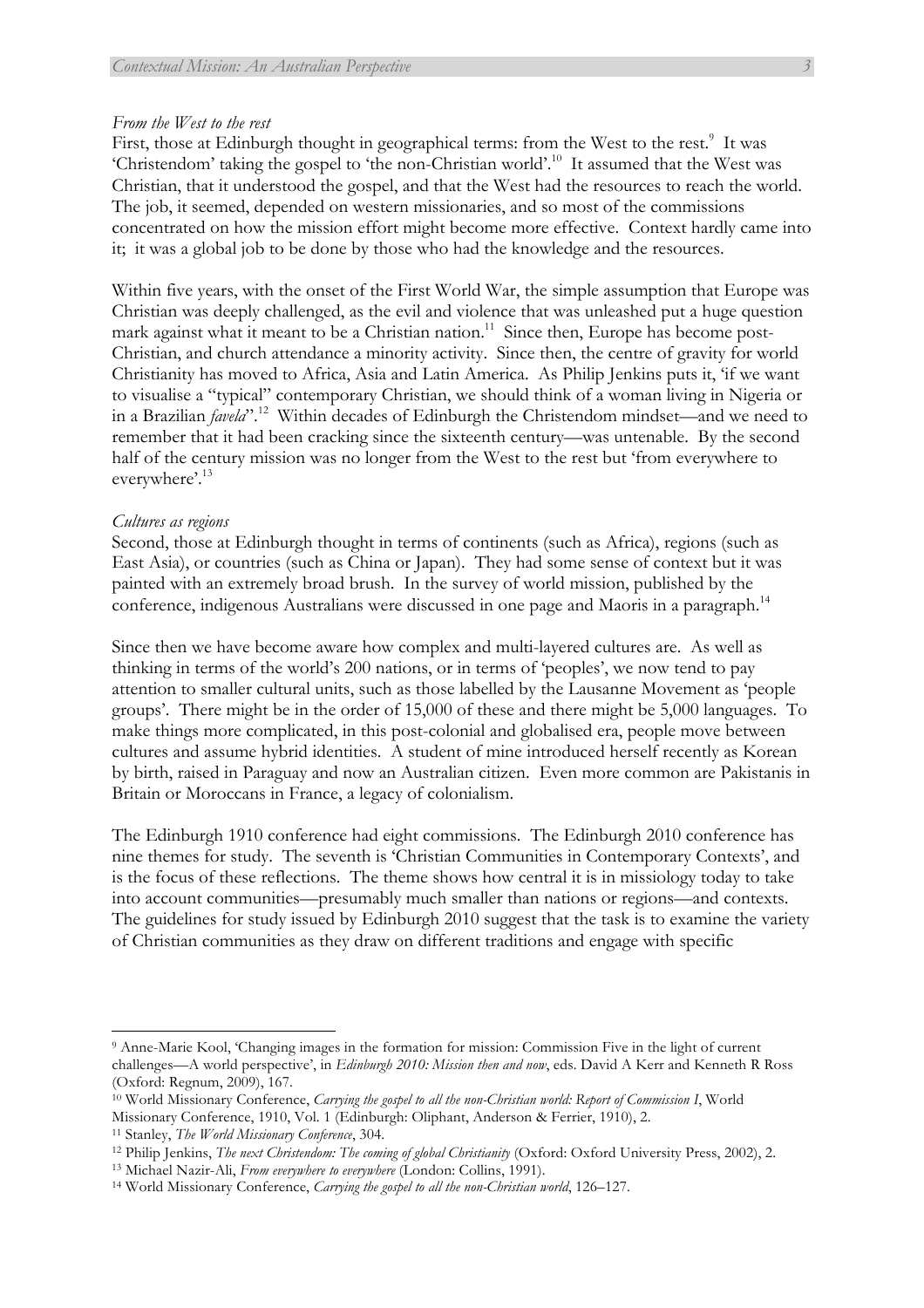*From the West to the rest*

First, those at Edinburgh thought in geographical terms: from the West to the rest.[9] It was 'Christendom' taking the gospel to 'the non-Christian world'.[10] It assumed that the West was Christian, that it understood the gospel, and that the West had the resources to reach the world. The job, it seemed, depended on western missionaries, and so most of the commissions concentrated on how the mission effort might become more effective. Context hardly came into it; it was a global job to be done by those who had the knowledge and the resources.

Within five years, with the onset of the First World War, the simple assumption that Europe was Christian was deeply challenged, as the evil and violence that was unleashed put a huge question mark against what it meant to be a Christian nation.[11] Since then, Europe has become post-Christian, and church attendance a minority activity. Since then, the centre of gravity for world Christianity has moved to Africa, Asia and Latin America. As Philip Jenkins puts it, 'if we want to visualise a "typical" contemporary Christian, we should think of a woman living in Nigeria or in a Brazilian *favela*".[12] Within decades of Edinburgh the Christendom mindset—and we need to remember that it had been cracking since the sixteenth century—was untenable. By the second half of the century mission was no longer from the West to the rest but 'from everywhere to everywhere'.[13]

*Cultures as regions*

Second, those at Edinburgh thought in terms of continents (such as Africa), regions (such as East Asia), or countries (such as China or Japan). They had some sense of context but it was painted with an extremely broad brush. In the survey of world mission, published by the conference, indigenous Australians were discussed in one page and Maoris in a paragraph.[14]

Since then we have become aware how complex and multi-layered cultures are. As well as thinking in terms of the world's 200 nations, or in terms of 'peoples', we now tend to pay attention to smaller cultural units, such as those labelled by the Lausanne Movement as 'people groups'. There might be in the order of 15,000 of these and there might be 5,000 languages. To make things more complicated, in this post-colonial and globalised era, people move between cultures and assume hybrid identities. A student of mine introduced herself recently as Korean by birth, raised in Paraguay and now an Australian citizen. Even more common are Pakistanis in Britain or Moroccans in France, a legacy of colonialism.

The Edinburgh 1910 conference had eight commissions. The Edinburgh 2010 conference has nine themes for study. The seventh is 'Christian Communities in Contemporary Contexts', and is the focus of these reflections. The theme shows how central it is in missiology today to take into account communities—presumably much smaller than nations or regions—and contexts. The guidelines for study issued by Edinburgh 2010 suggest that the task is to examine the variety of Christian communities as they draw on different traditions and engage with specific

---

[9] Anne-Marie Kool, 'Changing images in the formation for mission: Commission Five in the light of current challenges—A world perspective', in *Edinburgh 2010: Mission then and now*, eds. David A Kerr and Kenneth R Ross (Oxford: Regnum, 2009), 167.

[10] World Missionary Conference, *Carrying the gospel to all the non-Christian world: Report of Commission I*, World Missionary Conference, 1910, Vol. 1 (Edinburgh: Oliphant, Anderson & Ferrier, 1910), 2.

[11] Stanley, *The World Missionary Conference*, 304.

[12] Philip Jenkins, *The next Christendom: The coming of global Christianity* (Oxford: Oxford University Press, 2002), 2.

[13] Michael Nazir-Ali, *From everywhere to everywhere* (London: Collins, 1991).

[14] World Missionary Conference, *Carrying the gospel to all the non-Christian world*, 126–127.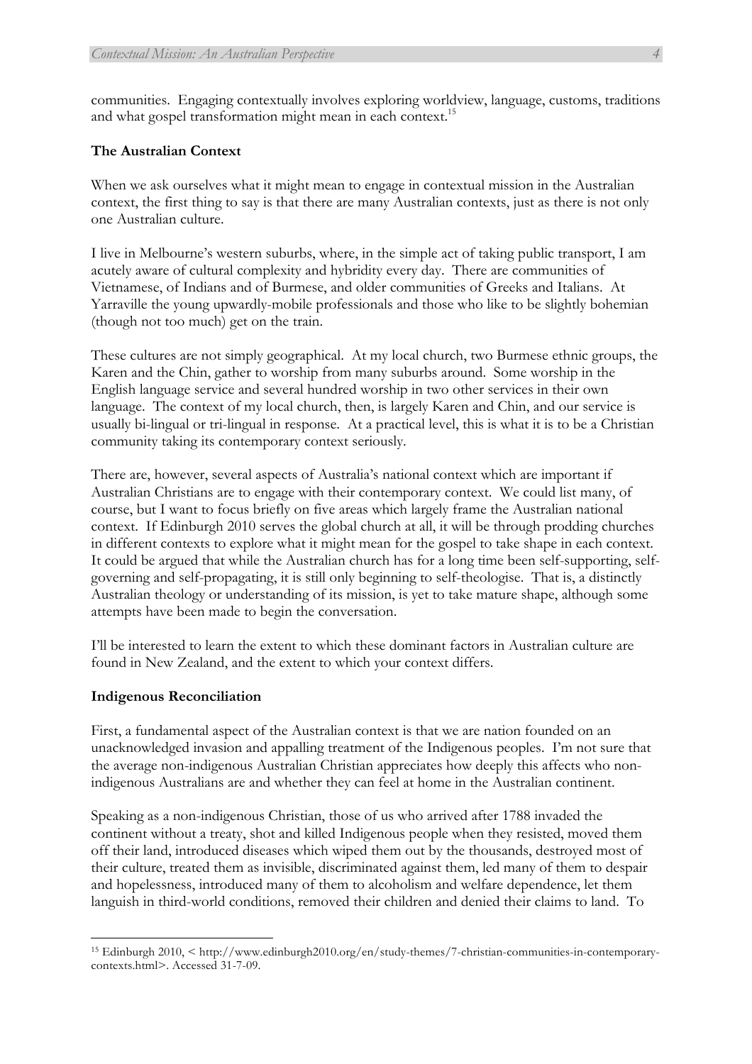communities. Engaging contextually involves exploring worldview, language, customs, traditions and what gospel transformation might mean in each context.[15]

**The Australian Context**

When we ask ourselves what it might mean to engage in contextual mission in the Australian context, the first thing to say is that there are many Australian contexts, just as there is not only one Australian culture.

I live in Melbourne's western suburbs, where, in the simple act of taking public transport, I am acutely aware of cultural complexity and hybridity every day. There are communities of Vietnamese, of Indians and of Burmese, and older communities of Greeks and Italians. At Yarraville the young upwardly-mobile professionals and those who like to be slightly bohemian (though not too much) get on the train.

These cultures are not simply geographical. At my local church, two Burmese ethnic groups, the Karen and the Chin, gather to worship from many suburbs around. Some worship in the English language service and several hundred worship in two other services in their own language. The context of my local church, then, is largely Karen and Chin, and our service is usually bi-lingual or tri-lingual in response. At a practical level, this is what it is to be a Christian community taking its contemporary context seriously.

There are, however, several aspects of Australia's national context which are important if Australian Christians are to engage with their contemporary context. We could list many, of course, but I want to focus briefly on five areas which largely frame the Australian national context. If Edinburgh 2010 serves the global church at all, it will be through prodding churches in different contexts to explore what it might mean for the gospel to take shape in each context. It could be argued that while the Australian church has for a long time been self-supporting, self-governing and self-propagating, it is still only beginning to self-theologise. That is, a distinctly Australian theology or understanding of its mission, is yet to take mature shape, although some attempts have been made to begin the conversation.

I'll be interested to learn the extent to which these dominant factors in Australian culture are found in New Zealand, and the extent to which your context differs.

**Indigenous Reconciliation**

First, a fundamental aspect of the Australian context is that we are nation founded on an unacknowledged invasion and appalling treatment of the Indigenous peoples. I'm not sure that the average non-indigenous Australian Christian appreciates how deeply this affects who non-indigenous Australians are and whether they can feel at home in the Australian continent.

Speaking as a non-indigenous Christian, those of us who arrived after 1788 invaded the continent without a treaty, shot and killed Indigenous people when they resisted, moved them off their land, introduced diseases which wiped them out by the thousands, destroyed most of their culture, treated them as invisible, discriminated against them, led many of them to despair and hopelessness, introduced many of them to alcoholism and welfare dependence, let them languish in third-world conditions, removed their children and denied their claims to land. To

[15] Edinburgh 2010, < http://www.edinburgh2010.org/en/study-themes/7-christian-communities-in-contemporary-contexts.html>. Accessed 31-7-09.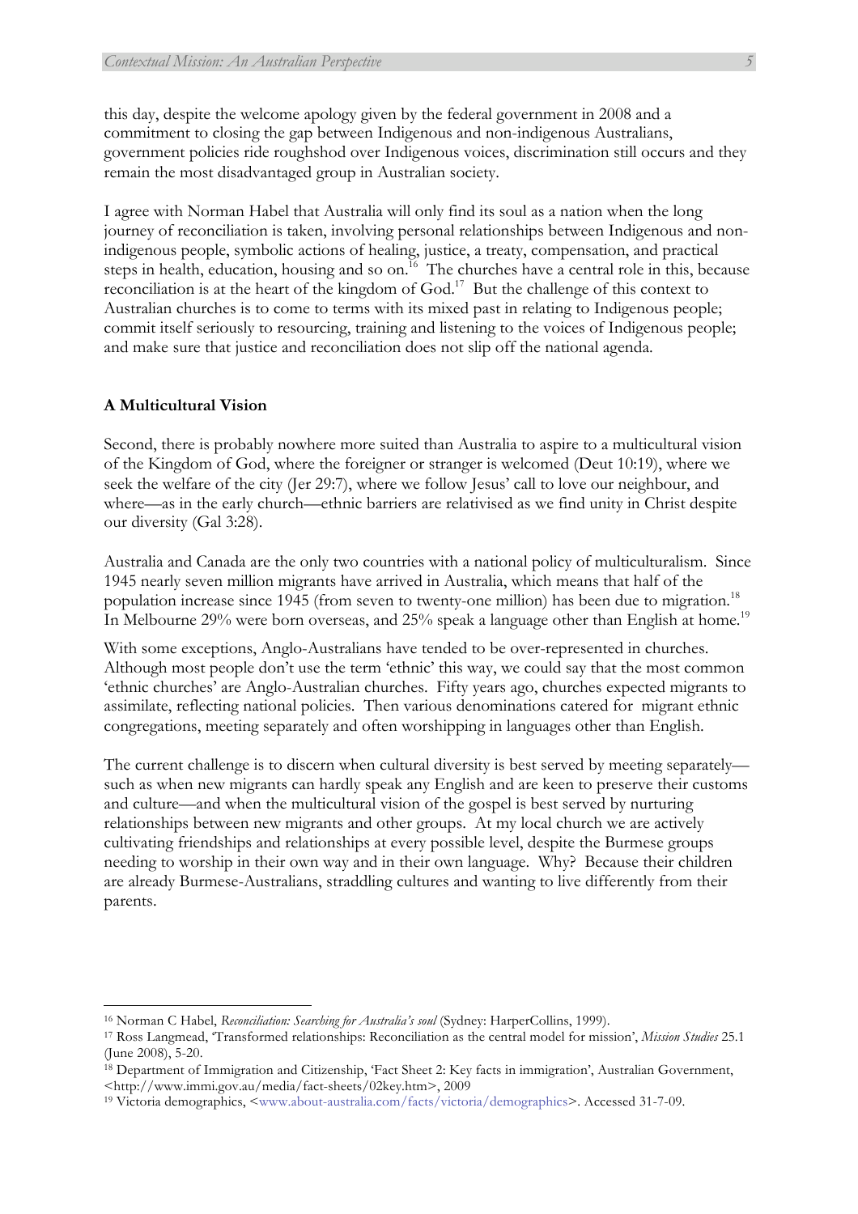this day, despite the welcome apology given by the federal government in 2008 and a commitment to closing the gap between Indigenous and non-indigenous Australians, government policies ride roughshod over Indigenous voices, discrimination still occurs and they remain the most disadvantaged group in Australian society.

I agree with Norman Habel that Australia will only find its soul as a nation when the long journey of reconciliation is taken, involving personal relationships between Indigenous and non-indigenous people, symbolic actions of healing, justice, a treaty, compensation, and practical steps in health, education, housing and so on.[16] The churches have a central role in this, because reconciliation is at the heart of the kingdom of God.[17] But the challenge of this context to Australian churches is to come to terms with its mixed past in relating to Indigenous people; commit itself seriously to resourcing, training and listening to the voices of Indigenous people; and make sure that justice and reconciliation does not slip off the national agenda.

**A Multicultural Vision**

Second, there is probably nowhere more suited than Australia to aspire to a multicultural vision of the Kingdom of God, where the foreigner or stranger is welcomed (Deut 10:19), where we seek the welfare of the city (Jer 29:7), where we follow Jesus' call to love our neighbour, and where—as in the early church—ethnic barriers are relativised as we find unity in Christ despite our diversity (Gal 3:28).

Australia and Canada are the only two countries with a national policy of multiculturalism. Since 1945 nearly seven million migrants have arrived in Australia, which means that half of the population increase since 1945 (from seven to twenty-one million) has been due to migration.[18] In Melbourne 29% were born overseas, and 25% speak a language other than English at home.[19]

With some exceptions, Anglo-Australians have tended to be over-represented in churches. Although most people don't use the term 'ethnic' this way, we could say that the most common 'ethnic churches' are Anglo-Australian churches. Fifty years ago, churches expected migrants to assimilate, reflecting national policies. Then various denominations catered for migrant ethnic congregations, meeting separately and often worshipping in languages other than English.

The current challenge is to discern when cultural diversity is best served by meeting separately—such as when new migrants can hardly speak any English and are keen to preserve their customs and culture—and when the multicultural vision of the gospel is best served by nurturing relationships between new migrants and other groups. At my local church we are actively cultivating friendships and relationships at every possible level, despite the Burmese groups needing to worship in their own way and in their own language. Why? Because their children are already Burmese-Australians, straddling cultures and wanting to live differently from their parents.

---

[16] Norman C Habel, *Reconciliation: Searching for Australia's soul* (Sydney: HarperCollins, 1999).

[17] Ross Langmead, 'Transformed relationships: Reconciliation as the central model for mission', *Mission Studies* 25.1 (June 2008), 5-20.

[18] Department of Immigration and Citizenship, 'Fact Sheet 2: Key facts in immigration', Australian Government, <http://www.immi.gov.au/media/fact-sheets/02key.htm>, 2009

[19] Victoria demographics, <www.about-australia.com/facts/victoria/demographics>. Accessed 31-7-09.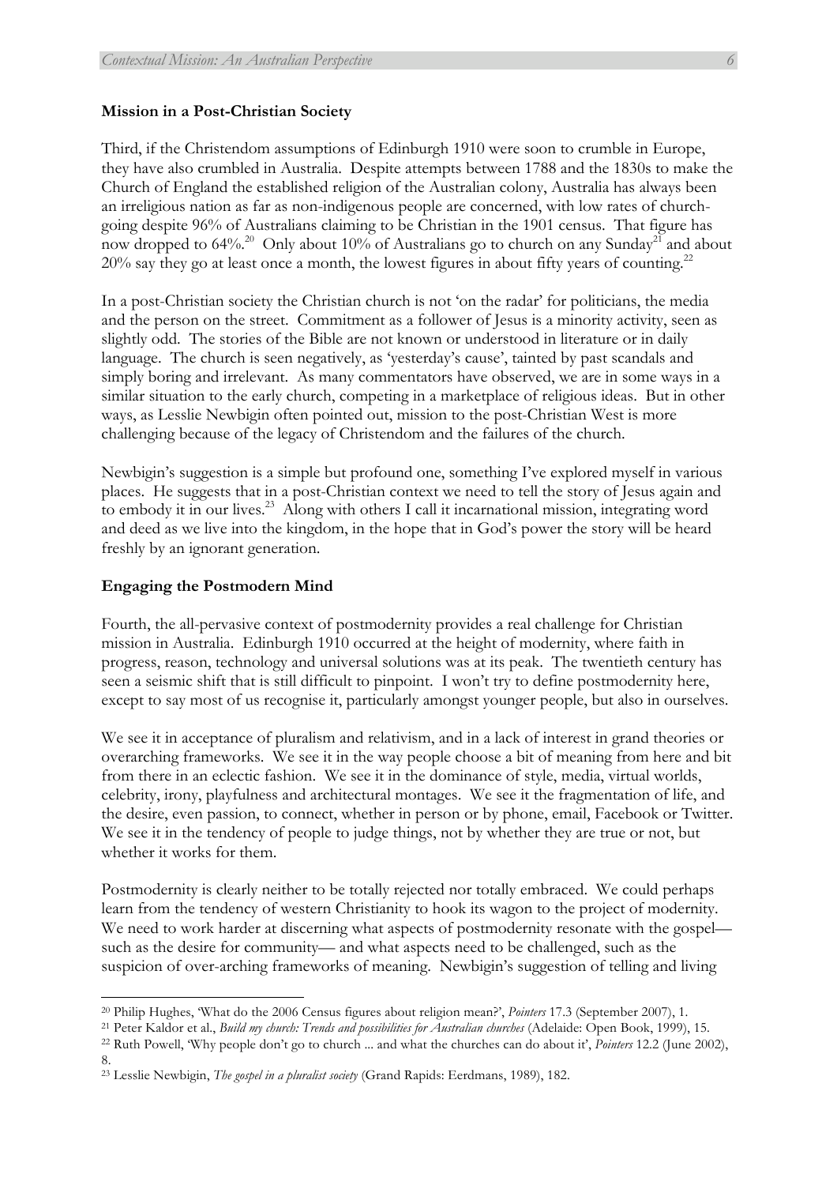**Mission in a Post-Christian Society**

Third, if the Christendom assumptions of Edinburgh 1910 were soon to crumble in Europe, they have also crumbled in Australia. Despite attempts between 1788 and the 1830s to make the Church of England the established religion of the Australian colony, Australia has always been an irreligious nation as far as non-indigenous people are concerned, with low rates of church-going despite 96% of Australians claiming to be Christian in the 1901 census. That figure has now dropped to 64%.[20] Only about 10% of Australians go to church on any Sunday[21] and about 20% say they go at least once a month, the lowest figures in about fifty years of counting.[22]

In a post-Christian society the Christian church is not 'on the radar' for politicians, the media and the person on the street. Commitment as a follower of Jesus is a minority activity, seen as slightly odd. The stories of the Bible are not known or understood in literature or in daily language. The church is seen negatively, as 'yesterday's cause', tainted by past scandals and simply boring and irrelevant. As many commentators have observed, we are in some ways in a similar situation to the early church, competing in a marketplace of religious ideas. But in other ways, as Lesslie Newbigin often pointed out, mission to the post-Christian West is more challenging because of the legacy of Christendom and the failures of the church.

Newbigin's suggestion is a simple but profound one, something I've explored myself in various places. He suggests that in a post-Christian context we need to tell the story of Jesus again and to embody it in our lives.[23] Along with others I call it incarnational mission, integrating word and deed as we live into the kingdom, in the hope that in God's power the story will be heard freshly by an ignorant generation.

**Engaging the Postmodern Mind**

Fourth, the all-pervasive context of postmodernity provides a real challenge for Christian mission in Australia. Edinburgh 1910 occurred at the height of modernity, where faith in progress, reason, technology and universal solutions was at its peak. The twentieth century has seen a seismic shift that is still difficult to pinpoint. I won't try to define postmodernity here, except to say most of us recognise it, particularly amongst younger people, but also in ourselves.

We see it in acceptance of pluralism and relativism, and in a lack of interest in grand theories or overarching frameworks. We see it in the way people choose a bit of meaning from here and bit from there in an eclectic fashion. We see it in the dominance of style, media, virtual worlds, celebrity, irony, playfulness and architectural montages. We see it the fragmentation of life, and the desire, even passion, to connect, whether in person or by phone, email, Facebook or Twitter. We see it in the tendency of people to judge things, not by whether they are true or not, but whether it works for them.

Postmodernity is clearly neither to be totally rejected nor totally embraced. We could perhaps learn from the tendency of western Christianity to hook its wagon to the project of modernity. We need to work harder at discerning what aspects of postmodernity resonate with the gospel—such as the desire for community— and what aspects need to be challenged, such as the suspicion of over-arching frameworks of meaning. Newbigin's suggestion of telling and living

---

[20] Philip Hughes, 'What do the 2006 Census figures about religion mean?', *Pointers* 17.3 (September 2007), 1.

[21] Peter Kaldor et al., *Build my church: Trends and possibilities for Australian churches* (Adelaide: Open Book, 1999), 15.

[22] Ruth Powell, 'Why people don't go to church ... and what the churches can do about it', *Pointers* 12.2 (June 2002), 8.

[23] Lesslie Newbigin, *The gospel in a pluralist society* (Grand Rapids: Eerdmans, 1989), 182.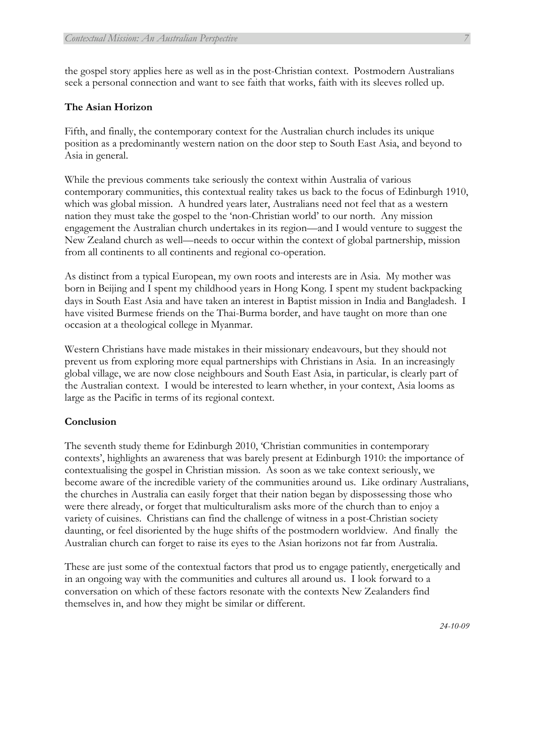the gospel story applies here as well as in the post-Christian context. Postmodern Australians seek a personal connection and want to see faith that works, faith with its sleeves rolled up.

**The Asian Horizon**

Fifth, and finally, the contemporary context for the Australian church includes its unique position as a predominantly western nation on the door step to South East Asia, and beyond to Asia in general.

While the previous comments take seriously the context within Australia of various contemporary communities, this contextual reality takes us back to the focus of Edinburgh 1910, which was global mission. A hundred years later, Australians need not feel that as a western nation they must take the gospel to the 'non-Christian world' to our north. Any mission engagement the Australian church undertakes in its region—and I would venture to suggest the New Zealand church as well—needs to occur within the context of global partnership, mission from all continents to all continents and regional co-operation.

As distinct from a typical European, my own roots and interests are in Asia. My mother was born in Beijing and I spent my childhood years in Hong Kong. I spent my student backpacking days in South East Asia and have taken an interest in Baptist mission in India and Bangladesh. I have visited Burmese friends on the Thai-Burma border, and have taught on more than one occasion at a theological college in Myanmar.

Western Christians have made mistakes in their missionary endeavours, but they should not prevent us from exploring more equal partnerships with Christians in Asia. In an increasingly global village, we are now close neighbours and South East Asia, in particular, is clearly part of the Australian context. I would be interested to learn whether, in your context, Asia looms as large as the Pacific in terms of its regional context.

**Conclusion**

The seventh study theme for Edinburgh 2010, 'Christian communities in contemporary contexts', highlights an awareness that was barely present at Edinburgh 1910: the importance of contextualising the gospel in Christian mission. As soon as we take context seriously, we become aware of the incredible variety of the communities around us. Like ordinary Australians, the churches in Australia can easily forget that their nation began by dispossessing those who were there already, or forget that multiculturalism asks more of the church than to enjoy a variety of cuisines. Christians can find the challenge of witness in a post-Christian society daunting, or feel disoriented by the huge shifts of the postmodern worldview. And finally the Australian church can forget to raise its eyes to the Asian horizons not far from Australia.

These are just some of the contextual factors that prod us to engage patiently, energetically and in an ongoing way with the communities and cultures all around us. I look forward to a conversation on which of these factors resonate with the contexts New Zealanders find themselves in, and how they might be similar or different.

*24-10-09*